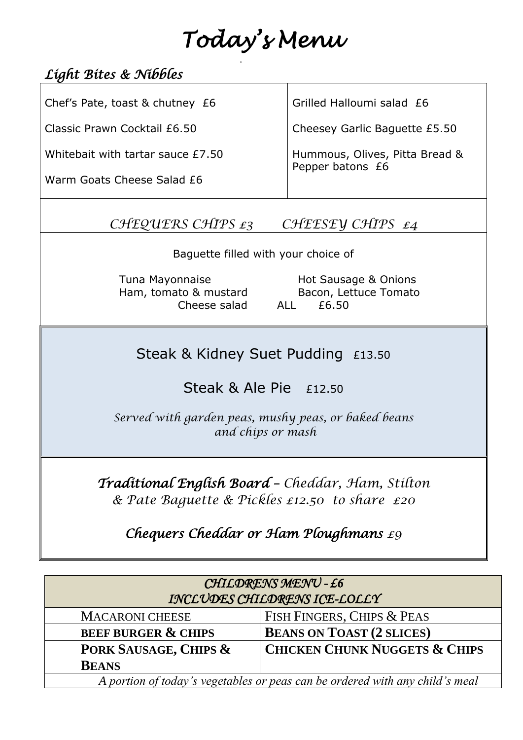# *Today's Menu*

## *Light Bites & Nibbles*

| | |
|---|---|
| Chef's Pate, toast & chutney £6 | Grilled Halloumi salad £6 |
| Classic Prawn Cocktail £6.50 | Cheesey Garlic Baguette £5.50 |
| Whitebait with tartar sauce £7.50 | Hummous, Olives, Pitta Bread & Pepper batons £6 |
| Warm Goats Cheese Salad £6 | |

*CHEQUERS CHIPS £3 CHEESEY CHIPS £4*

Baguette filled with your choice of

Tuna Mayonnaise
Hot Sausage & Onions
Ham, tomato & mustard
Bacon, Lettuce Tomato
Cheese salad
ALL £6.50

Steak & Kidney Suet Pudding £13.50

Steak & Ale Pie £12.50

*Served with garden peas, mushy peas, or baked beans and chips or mash*

***Traditional English Board** – Cheddar, Ham, Stilton & Pate Baguette & Pickles £12.50 to share £20*

***Chequers Cheddar or Ham Ploughmans** £9*

| *CHILDRENS MENU - £6 INCLUDES CHILDRENS ICE-LOLLY* | |
|---|---|
| MACARONI CHEESE | FISH FINGERS, CHIPS & PEAS |
| **BEEF BURGER & CHIPS** | **BEANS ON TOAST (2 SLICES)** |
| **PORK SAUSAGE, CHIPS & BEANS** | **CHICKEN CHUNK NUGGETS & CHIPS** |
| *A portion of today's vegetables or peas can be ordered with any child's meal* | |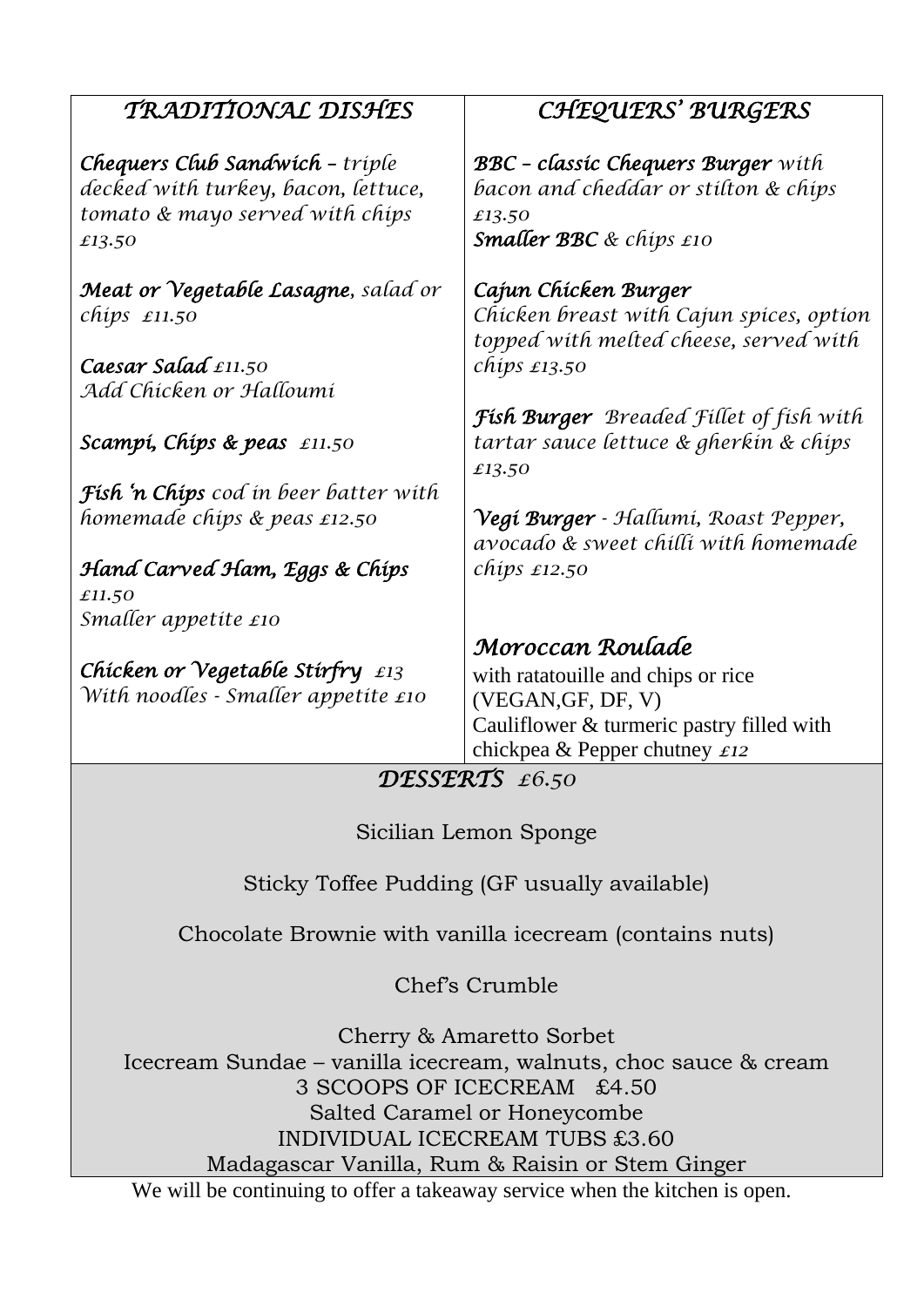## TRADITIONAL DISHES

***Chequers Club Sandwich*** *– triple decked with turkey, bacon, lettuce, tomato & mayo served with chips £13.50*

***Meat or Vegetable Lasagne****, salad or chips £11.50*

***Caesar Salad*** *£11.50*
*Add Chicken or Halloumi*

***Scampi, Chips & peas*** *£11.50*

***Fish 'n Chips*** *cod in beer batter with homemade chips & peas £12.50*

***Hand Carved Ham, Eggs & Chips*** *£11.50*
*Smaller appetite £10*

***Chicken or Vegetable Stirfry*** *£13*
*With noodles - Smaller appetite £10*

## CHEQUERS' BURGERS

***BBC – classic Chequers Burger*** *with bacon and cheddar or stilton & chips £13.50*
***Smaller BBC*** *& chips £10*

***Cajun Chicken Burger***
*Chicken breast with Cajun spices, option topped with melted cheese, served with chips £13.50*

***Fish Burger*** *Breaded Fillet of fish with tartar sauce lettuce & gherkin & chips £13.50*

***Vegi Burger*** *- Hallumi, Roast Pepper, avocado & sweet chilli with homemade chips £12.50*

*Moroccan Roulade*
with ratatouille and chips or rice (VEGAN,GF, DF, V)
Cauliflower & turmeric pastry filled with chickpea & Pepper chutney *£12*

## DESSERTS *£6.50*

Sicilian Lemon Sponge

Sticky Toffee Pudding (GF usually available)

Chocolate Brownie with vanilla icecream (contains nuts)

Chef's Crumble

Cherry & Amaretto Sorbet
Icecream Sundae – vanilla icecream, walnuts, choc sauce & cream
3 SCOOPS OF ICECREAM £4.50
Salted Caramel or Honeycombe
INDIVIDUAL ICECREAM TUBS £3.60
Madagascar Vanilla, Rum & Raisin or Stem Ginger

We will be continuing to offer a takeaway service when the kitchen is open.